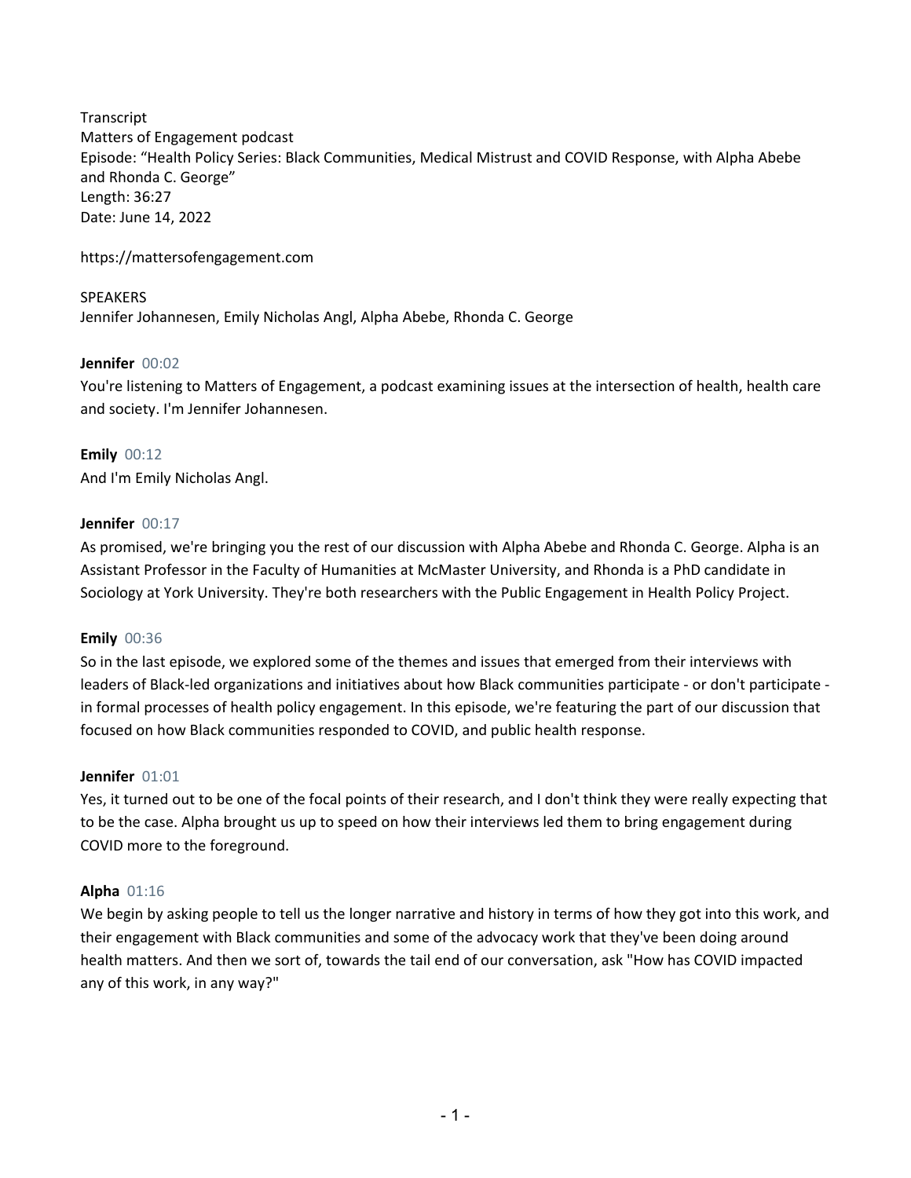Transcript
Matters of Engagement podcast
Episode: "Health Policy Series: Black Communities, Medical Mistrust and COVID Response, with Alpha Abebe and Rhonda C. George"
Length: 36:27
Date: June 14, 2022

https://mattersofengagement.com

SPEAKERS
Jennifer Johannesen, Emily Nicholas Angl, Alpha Abebe, Rhonda C. George

**Jennifer** 00:02
You're listening to Matters of Engagement, a podcast examining issues at the intersection of health, health care and society. I'm Jennifer Johannesen.

**Emily** 00:12
And I'm Emily Nicholas Angl.

**Jennifer** 00:17
As promised, we're bringing you the rest of our discussion with Alpha Abebe and Rhonda C. George. Alpha is an Assistant Professor in the Faculty of Humanities at McMaster University, and Rhonda is a PhD candidate in Sociology at York University. They're both researchers with the Public Engagement in Health Policy Project.

**Emily** 00:36
So in the last episode, we explored some of the themes and issues that emerged from their interviews with leaders of Black-led organizations and initiatives about how Black communities participate - or don't participate - in formal processes of health policy engagement. In this episode, we're featuring the part of our discussion that focused on how Black communities responded to COVID, and public health response.

**Jennifer** 01:01
Yes, it turned out to be one of the focal points of their research, and I don't think they were really expecting that to be the case. Alpha brought us up to speed on how their interviews led them to bring engagement during COVID more to the foreground.

**Alpha** 01:16
We begin by asking people to tell us the longer narrative and history in terms of how they got into this work, and their engagement with Black communities and some of the advocacy work that they've been doing around health matters. And then we sort of, towards the tail end of our conversation, ask "How has COVID impacted any of this work, in any way?"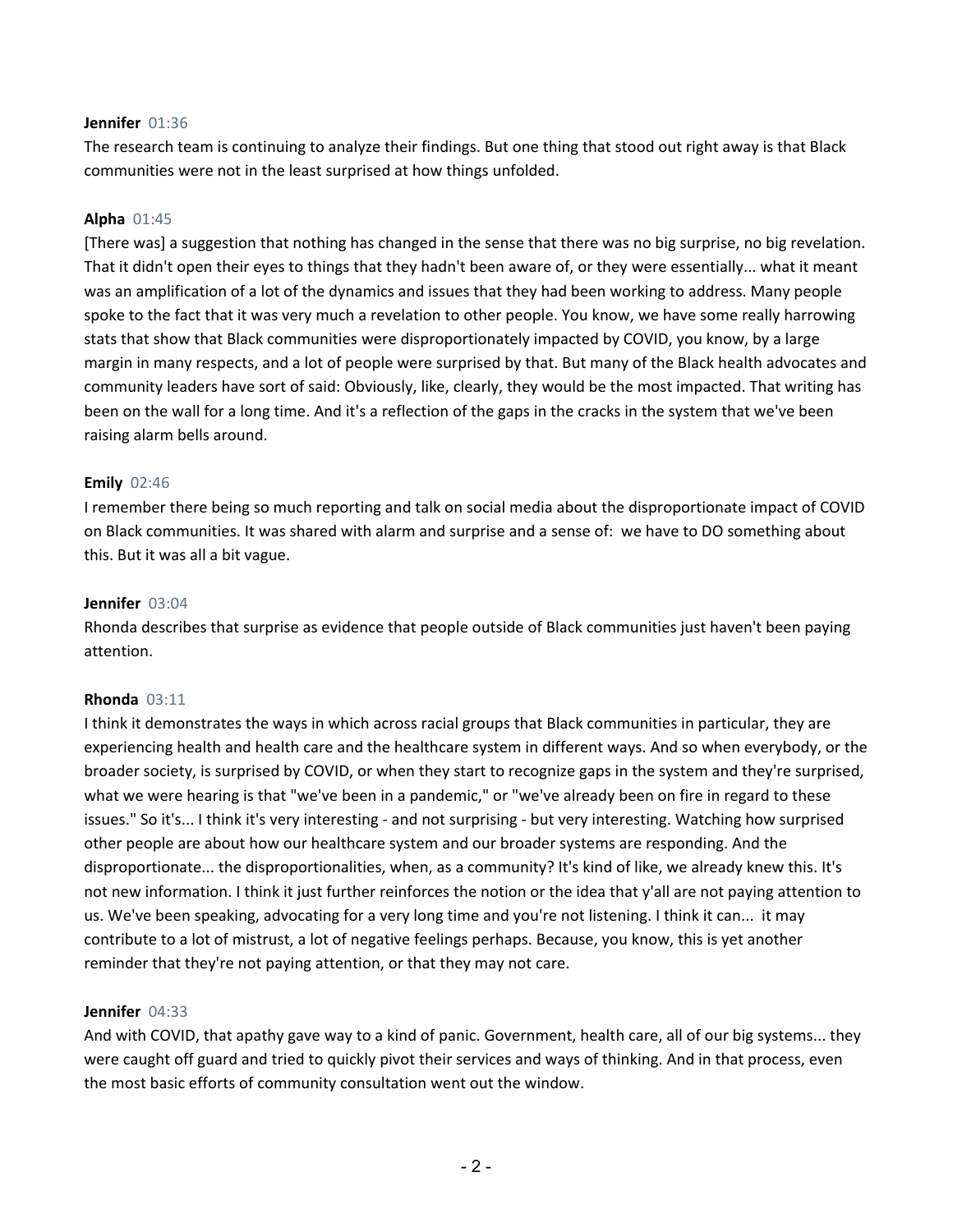**Jennifer** 01:36

The research team is continuing to analyze their findings. But one thing that stood out right away is that Black communities were not in the least surprised at how things unfolded.

**Alpha** 01:45

[There was] a suggestion that nothing has changed in the sense that there was no big surprise, no big revelation. That it didn't open their eyes to things that they hadn't been aware of, or they were essentially... what it meant was an amplification of a lot of the dynamics and issues that they had been working to address. Many people spoke to the fact that it was very much a revelation to other people. You know, we have some really harrowing stats that show that Black communities were disproportionately impacted by COVID, you know, by a large margin in many respects, and a lot of people were surprised by that. But many of the Black health advocates and community leaders have sort of said: Obviously, like, clearly, they would be the most impacted. That writing has been on the wall for a long time. And it's a reflection of the gaps in the cracks in the system that we've been raising alarm bells around.

**Emily** 02:46

I remember there being so much reporting and talk on social media about the disproportionate impact of COVID on Black communities. It was shared with alarm and surprise and a sense of: we have to DO something about this. But it was all a bit vague.

**Jennifer** 03:04

Rhonda describes that surprise as evidence that people outside of Black communities just haven't been paying attention.

**Rhonda** 03:11

I think it demonstrates the ways in which across racial groups that Black communities in particular, they are experiencing health and health care and the healthcare system in different ways. And so when everybody, or the broader society, is surprised by COVID, or when they start to recognize gaps in the system and they're surprised, what we were hearing is that "we've been in a pandemic," or "we've already been on fire in regard to these issues." So it's... I think it's very interesting - and not surprising - but very interesting. Watching how surprised other people are about how our healthcare system and our broader systems are responding. And the disproportionate... the disproportionalities, when, as a community? It's kind of like, we already knew this. It's not new information. I think it just further reinforces the notion or the idea that y'all are not paying attention to us. We've been speaking, advocating for a very long time and you're not listening. I think it can... it may contribute to a lot of mistrust, a lot of negative feelings perhaps. Because, you know, this is yet another reminder that they're not paying attention, or that they may not care.

**Jennifer** 04:33

And with COVID, that apathy gave way to a kind of panic. Government, health care, all of our big systems... they were caught off guard and tried to quickly pivot their services and ways of thinking. And in that process, even the most basic efforts of community consultation went out the window.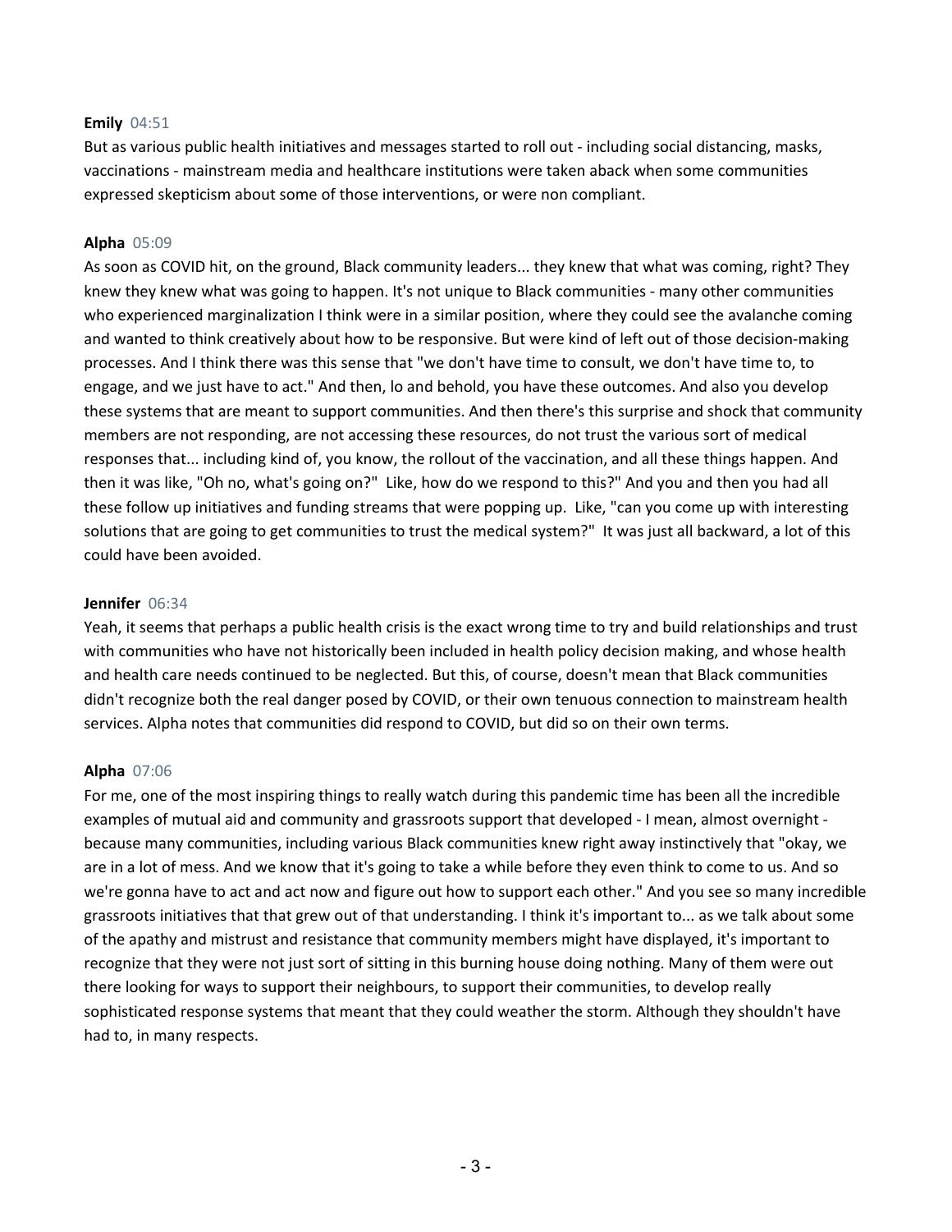**Emily** 04:51
But as various public health initiatives and messages started to roll out - including social distancing, masks, vaccinations - mainstream media and healthcare institutions were taken aback when some communities expressed skepticism about some of those interventions, or were non compliant.

**Alpha** 05:09
As soon as COVID hit, on the ground, Black community leaders... they knew that what was coming, right? They knew they knew what was going to happen. It's not unique to Black communities - many other communities who experienced marginalization I think were in a similar position, where they could see the avalanche coming and wanted to think creatively about how to be responsive. But were kind of left out of those decision-making processes. And I think there was this sense that "we don't have time to consult, we don't have time to, to engage, and we just have to act." And then, lo and behold, you have these outcomes. And also you develop these systems that are meant to support communities. And then there's this surprise and shock that community members are not responding, are not accessing these resources, do not trust the various sort of medical responses that... including kind of, you know, the rollout of the vaccination, and all these things happen. And then it was like, "Oh no, what's going on?" Like, how do we respond to this?" And you and then you had all these follow up initiatives and funding streams that were popping up. Like, "can you come up with interesting solutions that are going to get communities to trust the medical system?" It was just all backward, a lot of this could have been avoided.

**Jennifer** 06:34
Yeah, it seems that perhaps a public health crisis is the exact wrong time to try and build relationships and trust with communities who have not historically been included in health policy decision making, and whose health and health care needs continued to be neglected. But this, of course, doesn't mean that Black communities didn't recognize both the real danger posed by COVID, or their own tenuous connection to mainstream health services. Alpha notes that communities did respond to COVID, but did so on their own terms.

**Alpha** 07:06
For me, one of the most inspiring things to really watch during this pandemic time has been all the incredible examples of mutual aid and community and grassroots support that developed - I mean, almost overnight - because many communities, including various Black communities knew right away instinctively that "okay, we are in a lot of mess. And we know that it's going to take a while before they even think to come to us. And so we're gonna have to act and act now and figure out how to support each other." And you see so many incredible grassroots initiatives that that grew out of that understanding. I think it's important to... as we talk about some of the apathy and mistrust and resistance that community members might have displayed, it's important to recognize that they were not just sort of sitting in this burning house doing nothing. Many of them were out there looking for ways to support their neighbours, to support their communities, to develop really sophisticated response systems that meant that they could weather the storm. Although they shouldn't have had to, in many respects.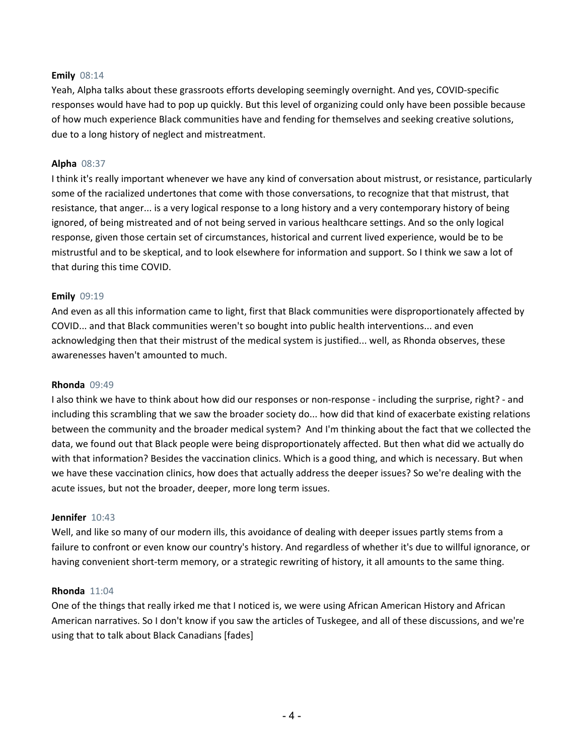**Emily** 08:14

Yeah, Alpha talks about these grassroots efforts developing seemingly overnight. And yes, COVID-specific responses would have had to pop up quickly. But this level of organizing could only have been possible because of how much experience Black communities have and fending for themselves and seeking creative solutions, due to a long history of neglect and mistreatment.

**Alpha** 08:37

I think it's really important whenever we have any kind of conversation about mistrust, or resistance, particularly some of the racialized undertones that come with those conversations, to recognize that that mistrust, that resistance, that anger... is a very logical response to a long history and a very contemporary history of being ignored, of being mistreated and of not being served in various healthcare settings. And so the only logical response, given those certain set of circumstances, historical and current lived experience, would be to be mistrustful and to be skeptical, and to look elsewhere for information and support. So I think we saw a lot of that during this time COVID.

**Emily** 09:19

And even as all this information came to light, first that Black communities were disproportionately affected by COVID... and that Black communities weren't so bought into public health interventions... and even acknowledging then that their mistrust of the medical system is justified... well, as Rhonda observes, these awarenesses haven't amounted to much.

**Rhonda** 09:49

I also think we have to think about how did our responses or non-response - including the surprise, right? - and including this scrambling that we saw the broader society do... how did that kind of exacerbate existing relations between the community and the broader medical system? And I'm thinking about the fact that we collected the data, we found out that Black people were being disproportionately affected. But then what did we actually do with that information? Besides the vaccination clinics. Which is a good thing, and which is necessary. But when we have these vaccination clinics, how does that actually address the deeper issues? So we're dealing with the acute issues, but not the broader, deeper, more long term issues.

**Jennifer** 10:43

Well, and like so many of our modern ills, this avoidance of dealing with deeper issues partly stems from a failure to confront or even know our country's history. And regardless of whether it's due to willful ignorance, or having convenient short-term memory, or a strategic rewriting of history, it all amounts to the same thing.

**Rhonda** 11:04

One of the things that really irked me that I noticed is, we were using African American History and African American narratives. So I don't know if you saw the articles of Tuskegee, and all of these discussions, and we're using that to talk about Black Canadians [fades]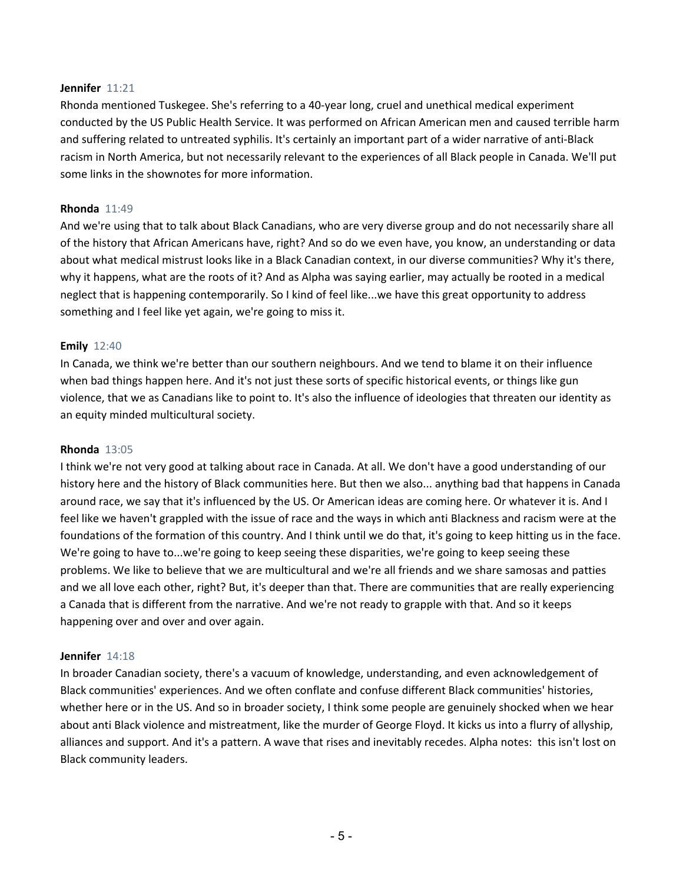**Jennifer** 11:21

Rhonda mentioned Tuskegee. She's referring to a 40-year long, cruel and unethical medical experiment conducted by the US Public Health Service. It was performed on African American men and caused terrible harm and suffering related to untreated syphilis. It's certainly an important part of a wider narrative of anti-Black racism in North America, but not necessarily relevant to the experiences of all Black people in Canada. We'll put some links in the shownotes for more information.

**Rhonda** 11:49

And we're using that to talk about Black Canadians, who are very diverse group and do not necessarily share all of the history that African Americans have, right? And so do we even have, you know, an understanding or data about what medical mistrust looks like in a Black Canadian context, in our diverse communities? Why it's there, why it happens, what are the roots of it? And as Alpha was saying earlier, may actually be rooted in a medical neglect that is happening contemporarily. So I kind of feel like...we have this great opportunity to address something and I feel like yet again, we're going to miss it.

**Emily** 12:40

In Canada, we think we're better than our southern neighbours. And we tend to blame it on their influence when bad things happen here. And it's not just these sorts of specific historical events, or things like gun violence, that we as Canadians like to point to. It's also the influence of ideologies that threaten our identity as an equity minded multicultural society.

**Rhonda** 13:05

I think we're not very good at talking about race in Canada. At all. We don't have a good understanding of our history here and the history of Black communities here. But then we also... anything bad that happens in Canada around race, we say that it's influenced by the US. Or American ideas are coming here. Or whatever it is. And I feel like we haven't grappled with the issue of race and the ways in which anti Blackness and racism were at the foundations of the formation of this country. And I think until we do that, it's going to keep hitting us in the face. We're going to have to...we're going to keep seeing these disparities, we're going to keep seeing these problems. We like to believe that we are multicultural and we're all friends and we share samosas and patties and we all love each other, right? But, it's deeper than that. There are communities that are really experiencing a Canada that is different from the narrative. And we're not ready to grapple with that. And so it keeps happening over and over and over again.

**Jennifer** 14:18

In broader Canadian society, there's a vacuum of knowledge, understanding, and even acknowledgement of Black communities' experiences. And we often conflate and confuse different Black communities' histories, whether here or in the US. And so in broader society, I think some people are genuinely shocked when we hear about anti Black violence and mistreatment, like the murder of George Floyd. It kicks us into a flurry of allyship, alliances and support. And it's a pattern. A wave that rises and inevitably recedes. Alpha notes: this isn't lost on Black community leaders.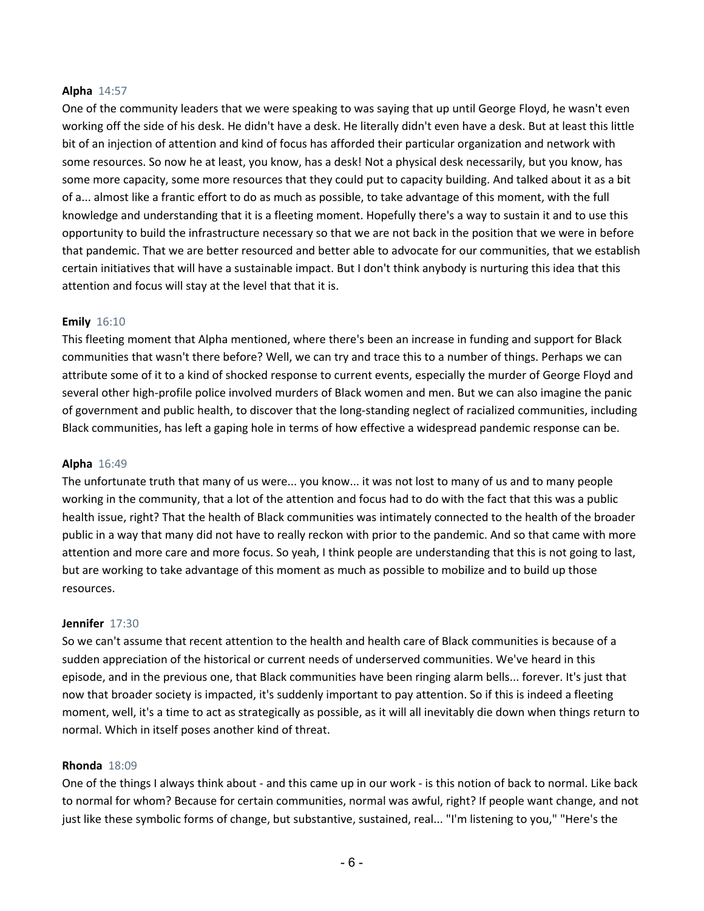**Alpha** 14:57
One of the community leaders that we were speaking to was saying that up until George Floyd, he wasn't even working off the side of his desk. He didn't have a desk. He literally didn't even have a desk. But at least this little bit of an injection of attention and kind of focus has afforded their particular organization and network with some resources. So now he at least, you know, has a desk! Not a physical desk necessarily, but you know, has some more capacity, some more resources that they could put to capacity building. And talked about it as a bit of a... almost like a frantic effort to do as much as possible, to take advantage of this moment, with the full knowledge and understanding that it is a fleeting moment. Hopefully there's a way to sustain it and to use this opportunity to build the infrastructure necessary so that we are not back in the position that we were in before that pandemic. That we are better resourced and better able to advocate for our communities, that we establish certain initiatives that will have a sustainable impact. But I don't think anybody is nurturing this idea that this attention and focus will stay at the level that that it is.

**Emily** 16:10
This fleeting moment that Alpha mentioned, where there's been an increase in funding and support for Black communities that wasn't there before? Well, we can try and trace this to a number of things. Perhaps we can attribute some of it to a kind of shocked response to current events, especially the murder of George Floyd and several other high-profile police involved murders of Black women and men. But we can also imagine the panic of government and public health, to discover that the long-standing neglect of racialized communities, including Black communities, has left a gaping hole in terms of how effective a widespread pandemic response can be.

**Alpha** 16:49
The unfortunate truth that many of us were... you know... it was not lost to many of us and to many people working in the community, that a lot of the attention and focus had to do with the fact that this was a public health issue, right? That the health of Black communities was intimately connected to the health of the broader public in a way that many did not have to really reckon with prior to the pandemic. And so that came with more attention and more care and more focus. So yeah, I think people are understanding that this is not going to last, but are working to take advantage of this moment as much as possible to mobilize and to build up those resources.

**Jennifer** 17:30
So we can't assume that recent attention to the health and health care of Black communities is because of a sudden appreciation of the historical or current needs of underserved communities. We've heard in this episode, and in the previous one, that Black communities have been ringing alarm bells... forever. It's just that now that broader society is impacted, it's suddenly important to pay attention. So if this is indeed a fleeting moment, well, it's a time to act as strategically as possible, as it will all inevitably die down when things return to normal. Which in itself poses another kind of threat.

**Rhonda** 18:09
One of the things I always think about - and this came up in our work - is this notion of back to normal. Like back to normal for whom? Because for certain communities, normal was awful, right? If people want change, and not just like these symbolic forms of change, but substantive, sustained, real... "I'm listening to you," "Here's the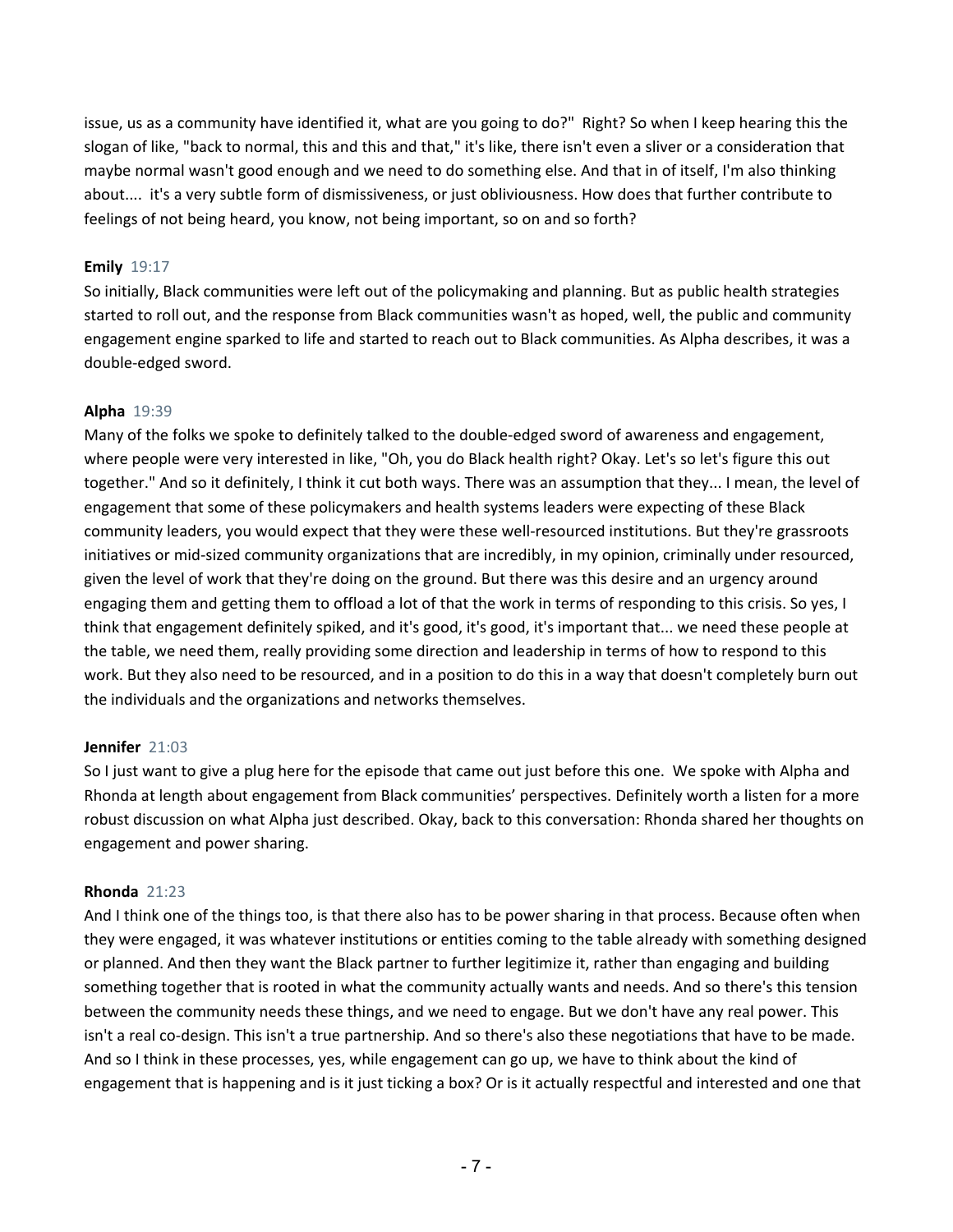issue, us as a community have identified it, what are you going to do?" Right? So when I keep hearing this the slogan of like, "back to normal, this and this and that," it's like, there isn't even a sliver or a consideration that maybe normal wasn't good enough and we need to do something else. And that in of itself, I'm also thinking about.... it's a very subtle form of dismissiveness, or just obliviousness. How does that further contribute to feelings of not being heard, you know, not being important, so on and so forth?

**Emily** 19:17
So initially, Black communities were left out of the policymaking and planning. But as public health strategies started to roll out, and the response from Black communities wasn't as hoped, well, the public and community engagement engine sparked to life and started to reach out to Black communities. As Alpha describes, it was a double-edged sword.

**Alpha** 19:39
Many of the folks we spoke to definitely talked to the double-edged sword of awareness and engagement, where people were very interested in like, "Oh, you do Black health right? Okay. Let's so let's figure this out together." And so it definitely, I think it cut both ways. There was an assumption that they... I mean, the level of engagement that some of these policymakers and health systems leaders were expecting of these Black community leaders, you would expect that they were these well-resourced institutions. But they're grassroots initiatives or mid-sized community organizations that are incredibly, in my opinion, criminally under resourced, given the level of work that they're doing on the ground. But there was this desire and an urgency around engaging them and getting them to offload a lot of that the work in terms of responding to this crisis. So yes, I think that engagement definitely spiked, and it's good, it's good, it's important that... we need these people at the table, we need them, really providing some direction and leadership in terms of how to respond to this work. But they also need to be resourced, and in a position to do this in a way that doesn't completely burn out the individuals and the organizations and networks themselves.

**Jennifer** 21:03
So I just want to give a plug here for the episode that came out just before this one. We spoke with Alpha and Rhonda at length about engagement from Black communities' perspectives. Definitely worth a listen for a more robust discussion on what Alpha just described. Okay, back to this conversation: Rhonda shared her thoughts on engagement and power sharing.

**Rhonda** 21:23
And I think one of the things too, is that there also has to be power sharing in that process. Because often when they were engaged, it was whatever institutions or entities coming to the table already with something designed or planned. And then they want the Black partner to further legitimize it, rather than engaging and building something together that is rooted in what the community actually wants and needs. And so there's this tension between the community needs these things, and we need to engage. But we don't have any real power. This isn't a real co-design. This isn't a true partnership. And so there's also these negotiations that have to be made. And so I think in these processes, yes, while engagement can go up, we have to think about the kind of engagement that is happening and is it just ticking a box? Or is it actually respectful and interested and one that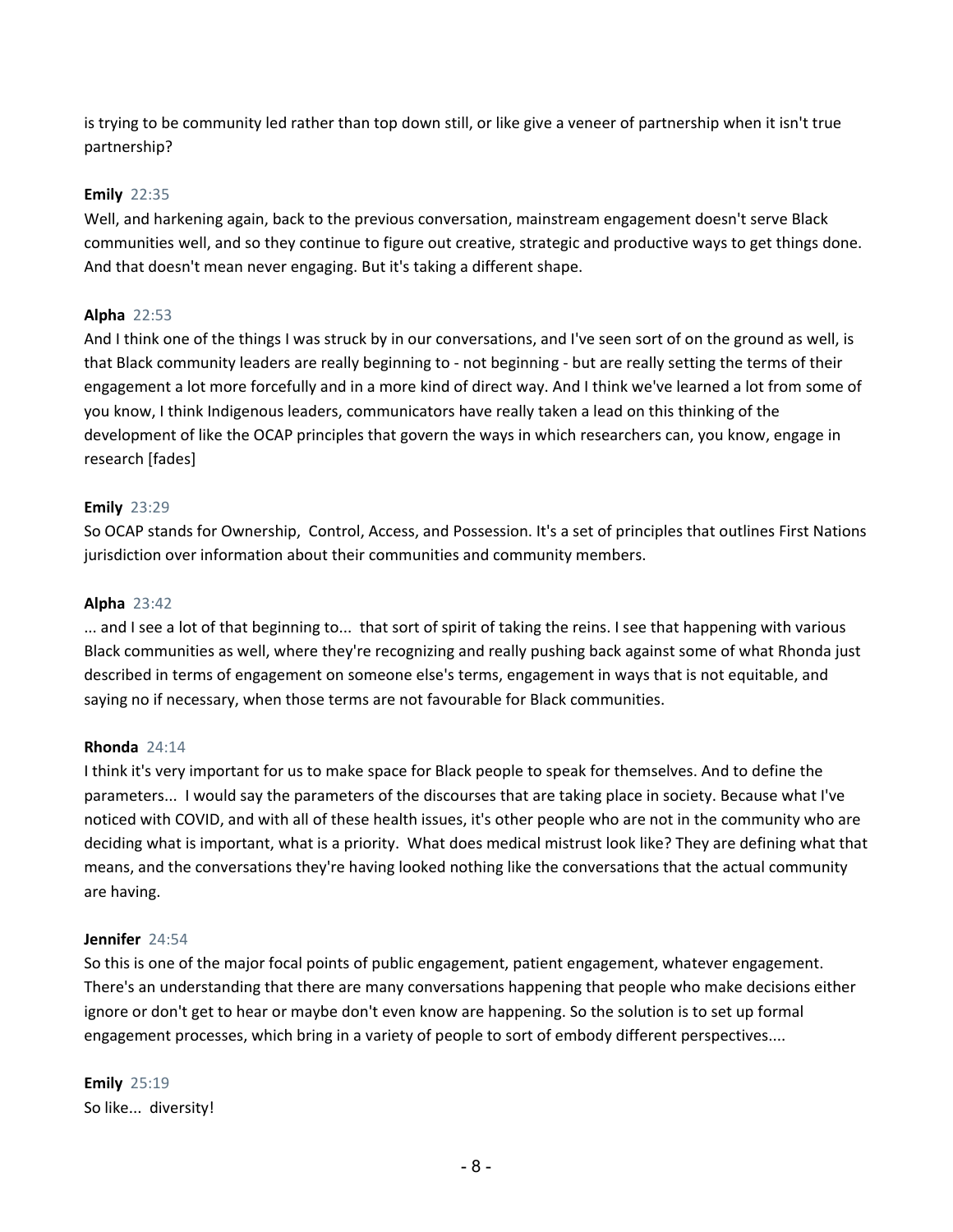is trying to be community led rather than top down still, or like give a veneer of partnership when it isn't true partnership?

**Emily** 22:35
Well, and harkening again, back to the previous conversation, mainstream engagement doesn't serve Black communities well, and so they continue to figure out creative, strategic and productive ways to get things done. And that doesn't mean never engaging. But it's taking a different shape.

**Alpha** 22:53
And I think one of the things I was struck by in our conversations, and I've seen sort of on the ground as well, is that Black community leaders are really beginning to - not beginning - but are really setting the terms of their engagement a lot more forcefully and in a more kind of direct way. And I think we've learned a lot from some of you know, I think Indigenous leaders, communicators have really taken a lead on this thinking of the development of like the OCAP principles that govern the ways in which researchers can, you know, engage in research [fades]

**Emily** 23:29
So OCAP stands for Ownership, Control, Access, and Possession. It's a set of principles that outlines First Nations jurisdiction over information about their communities and community members.

**Alpha** 23:42
... and I see a lot of that beginning to... that sort of spirit of taking the reins. I see that happening with various Black communities as well, where they're recognizing and really pushing back against some of what Rhonda just described in terms of engagement on someone else's terms, engagement in ways that is not equitable, and saying no if necessary, when those terms are not favourable for Black communities.

**Rhonda** 24:14
I think it's very important for us to make space for Black people to speak for themselves. And to define the parameters... I would say the parameters of the discourses that are taking place in society. Because what I've noticed with COVID, and with all of these health issues, it's other people who are not in the community who are deciding what is important, what is a priority. What does medical mistrust look like? They are defining what that means, and the conversations they're having looked nothing like the conversations that the actual community are having.

**Jennifer** 24:54
So this is one of the major focal points of public engagement, patient engagement, whatever engagement. There's an understanding that there are many conversations happening that people who make decisions either ignore or don't get to hear or maybe don't even know are happening. So the solution is to set up formal engagement processes, which bring in a variety of people to sort of embody different perspectives....

**Emily** 25:19
So like... diversity!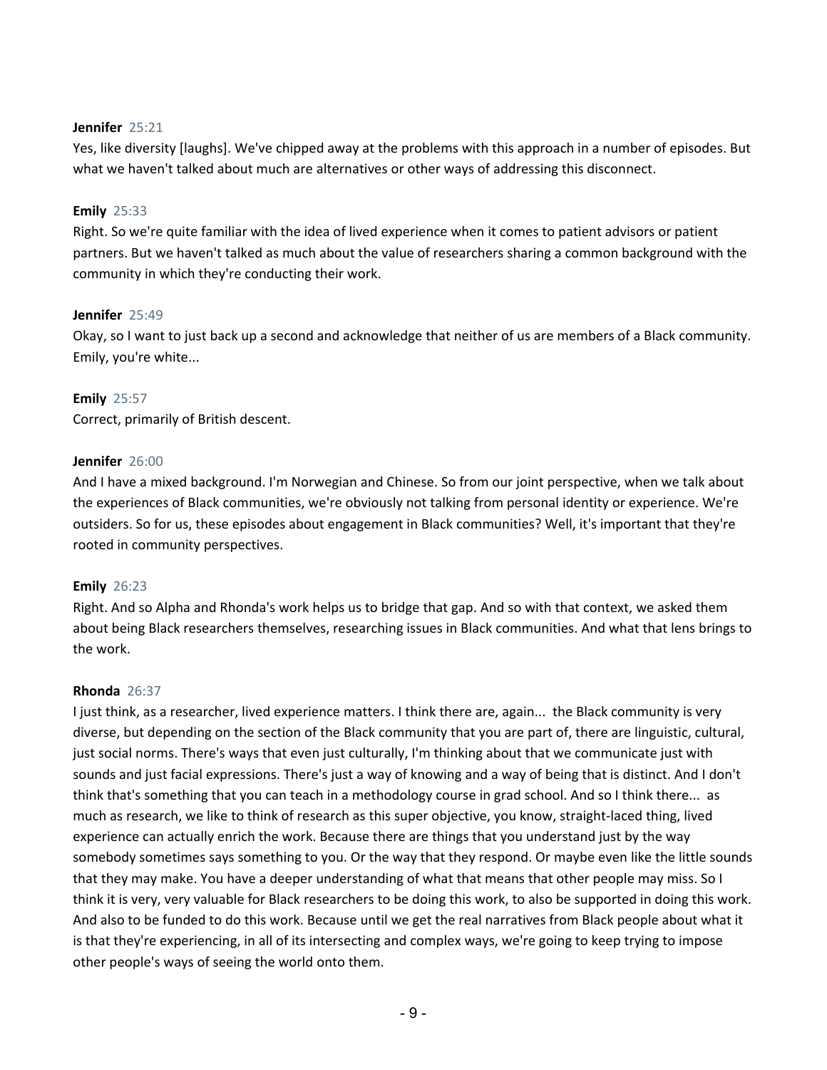**Jennifer** 25:21
Yes, like diversity [laughs]. We've chipped away at the problems with this approach in a number of episodes. But what we haven't talked about much are alternatives or other ways of addressing this disconnect.

**Emily** 25:33
Right. So we're quite familiar with the idea of lived experience when it comes to patient advisors or patient partners. But we haven't talked as much about the value of researchers sharing a common background with the community in which they're conducting their work.

**Jennifer** 25:49
Okay, so I want to just back up a second and acknowledge that neither of us are members of a Black community. Emily, you're white...

**Emily** 25:57
Correct, primarily of British descent.

**Jennifer** 26:00
And I have a mixed background. I'm Norwegian and Chinese. So from our joint perspective, when we talk about the experiences of Black communities, we're obviously not talking from personal identity or experience. We're outsiders. So for us, these episodes about engagement in Black communities? Well, it's important that they're rooted in community perspectives.

**Emily** 26:23
Right. And so Alpha and Rhonda's work helps us to bridge that gap. And so with that context, we asked them about being Black researchers themselves, researching issues in Black communities. And what that lens brings to the work.

**Rhonda** 26:37
I just think, as a researcher, lived experience matters. I think there are, again... the Black community is very diverse, but depending on the section of the Black community that you are part of, there are linguistic, cultural, just social norms. There's ways that even just culturally, I'm thinking about that we communicate just with sounds and just facial expressions. There's just a way of knowing and a way of being that is distinct. And I don't think that's something that you can teach in a methodology course in grad school. And so I think there... as much as research, we like to think of research as this super objective, you know, straight-laced thing, lived experience can actually enrich the work. Because there are things that you understand just by the way somebody sometimes says something to you. Or the way that they respond. Or maybe even like the little sounds that they may make. You have a deeper understanding of what that means that other people may miss. So I think it is very, very valuable for Black researchers to be doing this work, to also be supported in doing this work. And also to be funded to do this work. Because until we get the real narratives from Black people about what it is that they're experiencing, in all of its intersecting and complex ways, we're going to keep trying to impose other people's ways of seeing the world onto them.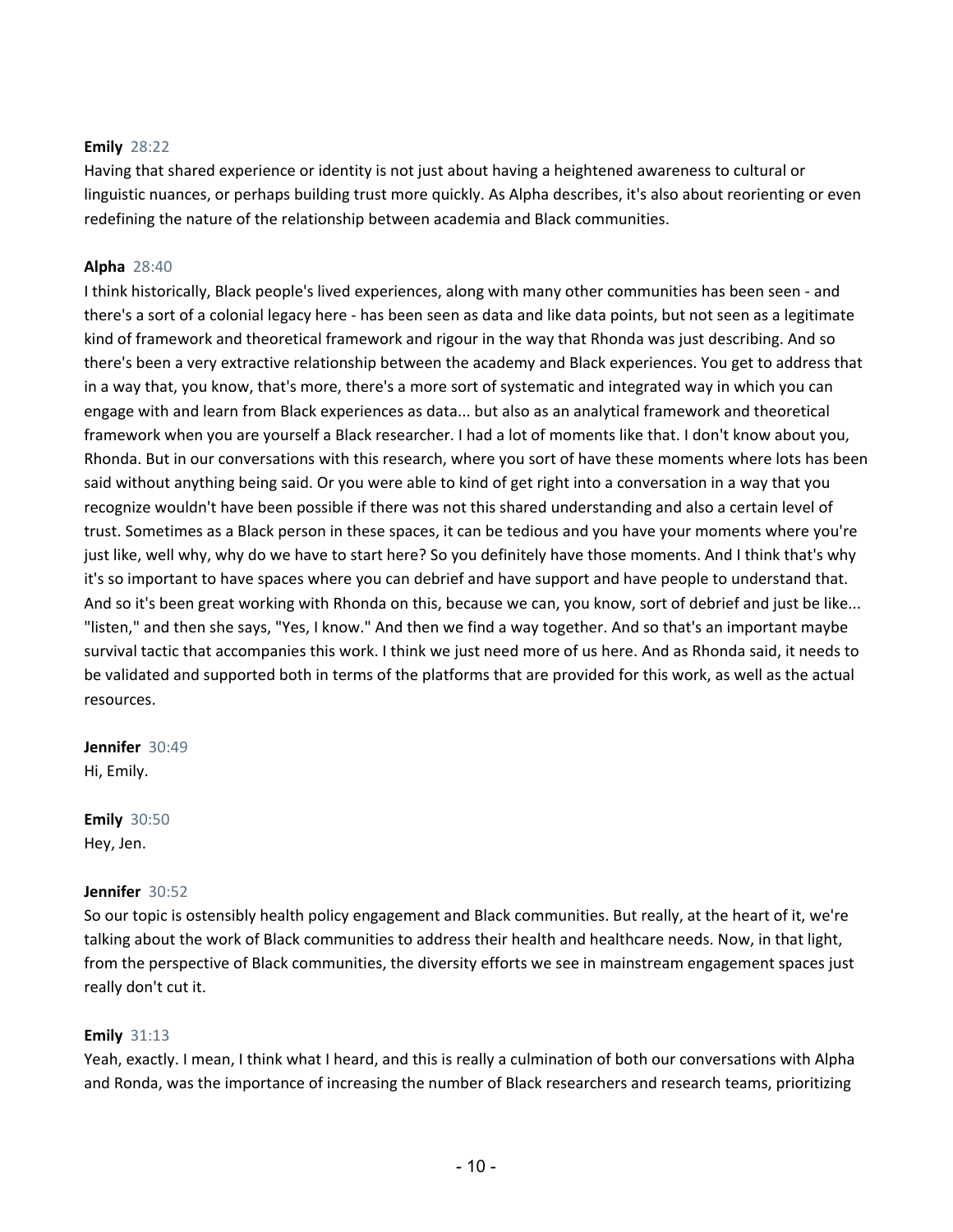**Emily** 28:22
Having that shared experience or identity is not just about having a heightened awareness to cultural or linguistic nuances, or perhaps building trust more quickly. As Alpha describes, it's also about reorienting or even redefining the nature of the relationship between academia and Black communities.

**Alpha** 28:40
I think historically, Black people's lived experiences, along with many other communities has been seen - and there's a sort of a colonial legacy here - has been seen as data and like data points, but not seen as a legitimate kind of framework and theoretical framework and rigour in the way that Rhonda was just describing. And so there's been a very extractive relationship between the academy and Black experiences. You get to address that in a way that, you know, that's more, there's a more sort of systematic and integrated way in which you can engage with and learn from Black experiences as data... but also as an analytical framework and theoretical framework when you are yourself a Black researcher. I had a lot of moments like that. I don't know about you, Rhonda. But in our conversations with this research, where you sort of have these moments where lots has been said without anything being said. Or you were able to kind of get right into a conversation in a way that you recognize wouldn't have been possible if there was not this shared understanding and also a certain level of trust. Sometimes as a Black person in these spaces, it can be tedious and you have your moments where you're just like, well why, why do we have to start here? So you definitely have those moments. And I think that's why it's so important to have spaces where you can debrief and have support and have people to understand that. And so it's been great working with Rhonda on this, because we can, you know, sort of debrief and just be like... "listen," and then she says, "Yes, I know." And then we find a way together. And so that's an important maybe survival tactic that accompanies this work. I think we just need more of us here. And as Rhonda said, it needs to be validated and supported both in terms of the platforms that are provided for this work, as well as the actual resources.

**Jennifer** 30:49
Hi, Emily.

**Emily** 30:50
Hey, Jen.

**Jennifer** 30:52
So our topic is ostensibly health policy engagement and Black communities. But really, at the heart of it, we're talking about the work of Black communities to address their health and healthcare needs. Now, in that light, from the perspective of Black communities, the diversity efforts we see in mainstream engagement spaces just really don't cut it.

**Emily** 31:13
Yeah, exactly. I mean, I think what I heard, and this is really a culmination of both our conversations with Alpha and Ronda, was the importance of increasing the number of Black researchers and research teams, prioritizing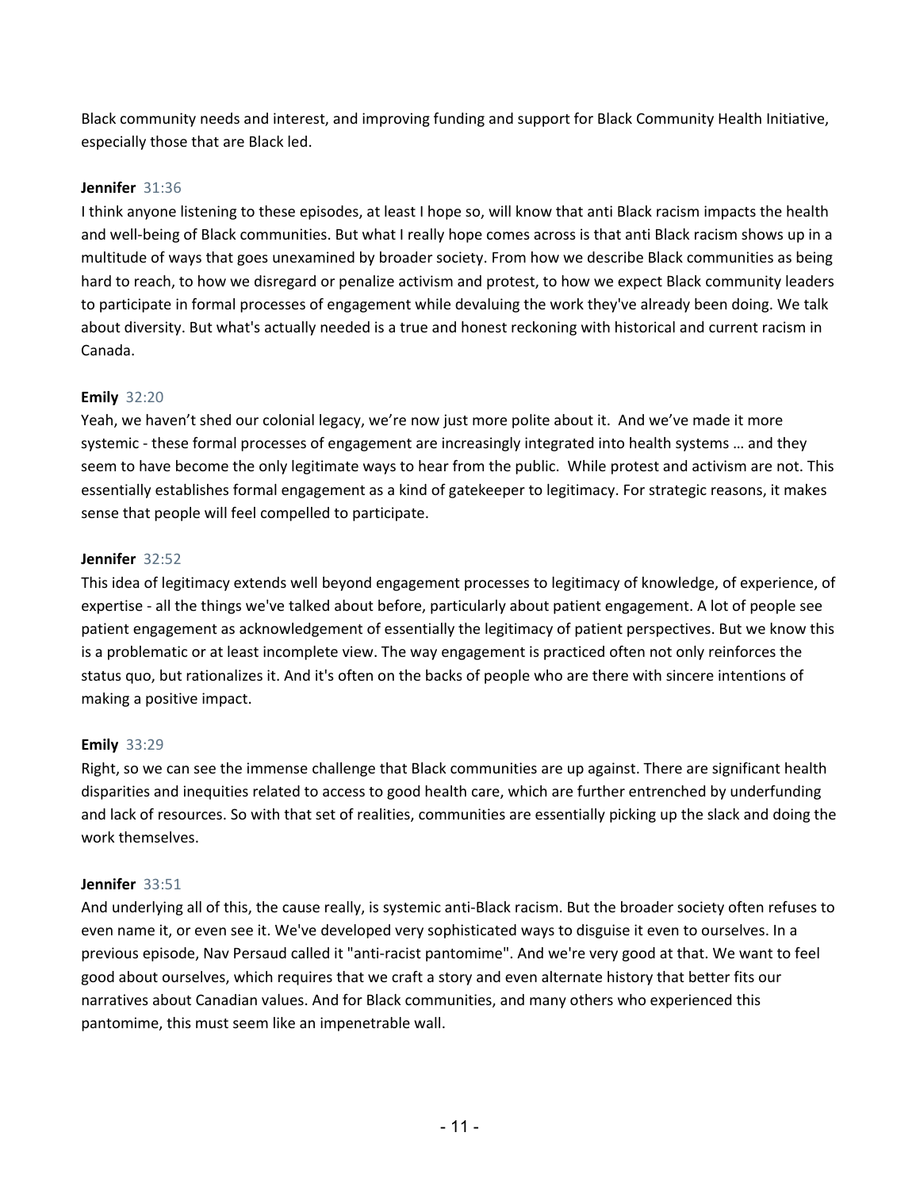Black community needs and interest, and improving funding and support for Black Community Health Initiative, especially those that are Black led.

**Jennifer** 31:36

I think anyone listening to these episodes, at least I hope so, will know that anti Black racism impacts the health and well-being of Black communities. But what I really hope comes across is that anti Black racism shows up in a multitude of ways that goes unexamined by broader society. From how we describe Black communities as being hard to reach, to how we disregard or penalize activism and protest, to how we expect Black community leaders to participate in formal processes of engagement while devaluing the work they've already been doing. We talk about diversity. But what's actually needed is a true and honest reckoning with historical and current racism in Canada.

**Emily** 32:20

Yeah, we haven't shed our colonial legacy, we're now just more polite about it. And we've made it more systemic - these formal processes of engagement are increasingly integrated into health systems … and they seem to have become the only legitimate ways to hear from the public. While protest and activism are not. This essentially establishes formal engagement as a kind of gatekeeper to legitimacy. For strategic reasons, it makes sense that people will feel compelled to participate.

**Jennifer** 32:52

This idea of legitimacy extends well beyond engagement processes to legitimacy of knowledge, of experience, of expertise - all the things we've talked about before, particularly about patient engagement. A lot of people see patient engagement as acknowledgement of essentially the legitimacy of patient perspectives. But we know this is a problematic or at least incomplete view. The way engagement is practiced often not only reinforces the status quo, but rationalizes it. And it's often on the backs of people who are there with sincere intentions of making a positive impact.

**Emily** 33:29

Right, so we can see the immense challenge that Black communities are up against. There are significant health disparities and inequities related to access to good health care, which are further entrenched by underfunding and lack of resources. So with that set of realities, communities are essentially picking up the slack and doing the work themselves.

**Jennifer** 33:51

And underlying all of this, the cause really, is systemic anti-Black racism. But the broader society often refuses to even name it, or even see it. We've developed very sophisticated ways to disguise it even to ourselves. In a previous episode, Nav Persaud called it "anti-racist pantomime". And we're very good at that. We want to feel good about ourselves, which requires that we craft a story and even alternate history that better fits our narratives about Canadian values. And for Black communities, and many others who experienced this pantomime, this must seem like an impenetrable wall.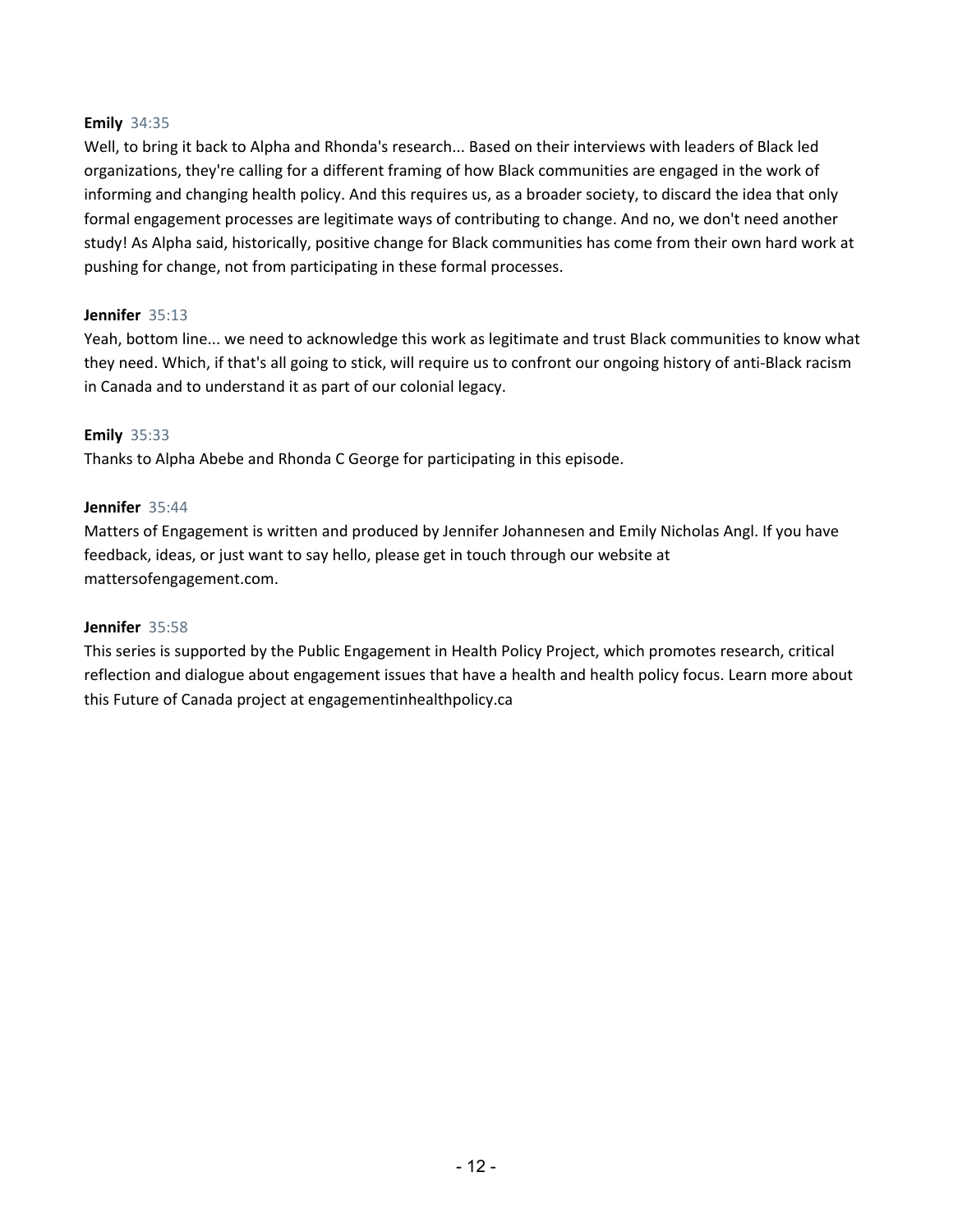**Emily** 34:35
Well, to bring it back to Alpha and Rhonda's research... Based on their interviews with leaders of Black led organizations, they're calling for a different framing of how Black communities are engaged in the work of informing and changing health policy. And this requires us, as a broader society, to discard the idea that only formal engagement processes are legitimate ways of contributing to change. And no, we don't need another study! As Alpha said, historically, positive change for Black communities has come from their own hard work at pushing for change, not from participating in these formal processes.

**Jennifer** 35:13
Yeah, bottom line... we need to acknowledge this work as legitimate and trust Black communities to know what they need. Which, if that's all going to stick, will require us to confront our ongoing history of anti-Black racism in Canada and to understand it as part of our colonial legacy.

**Emily** 35:33
Thanks to Alpha Abebe and Rhonda C George for participating in this episode.

**Jennifer** 35:44
Matters of Engagement is written and produced by Jennifer Johannesen and Emily Nicholas Angl. If you have feedback, ideas, or just want to say hello, please get in touch through our website at mattersofengagement.com.

**Jennifer** 35:58
This series is supported by the Public Engagement in Health Policy Project, which promotes research, critical reflection and dialogue about engagement issues that have a health and health policy focus. Learn more about this Future of Canada project at engagementinhealthpolicy.ca